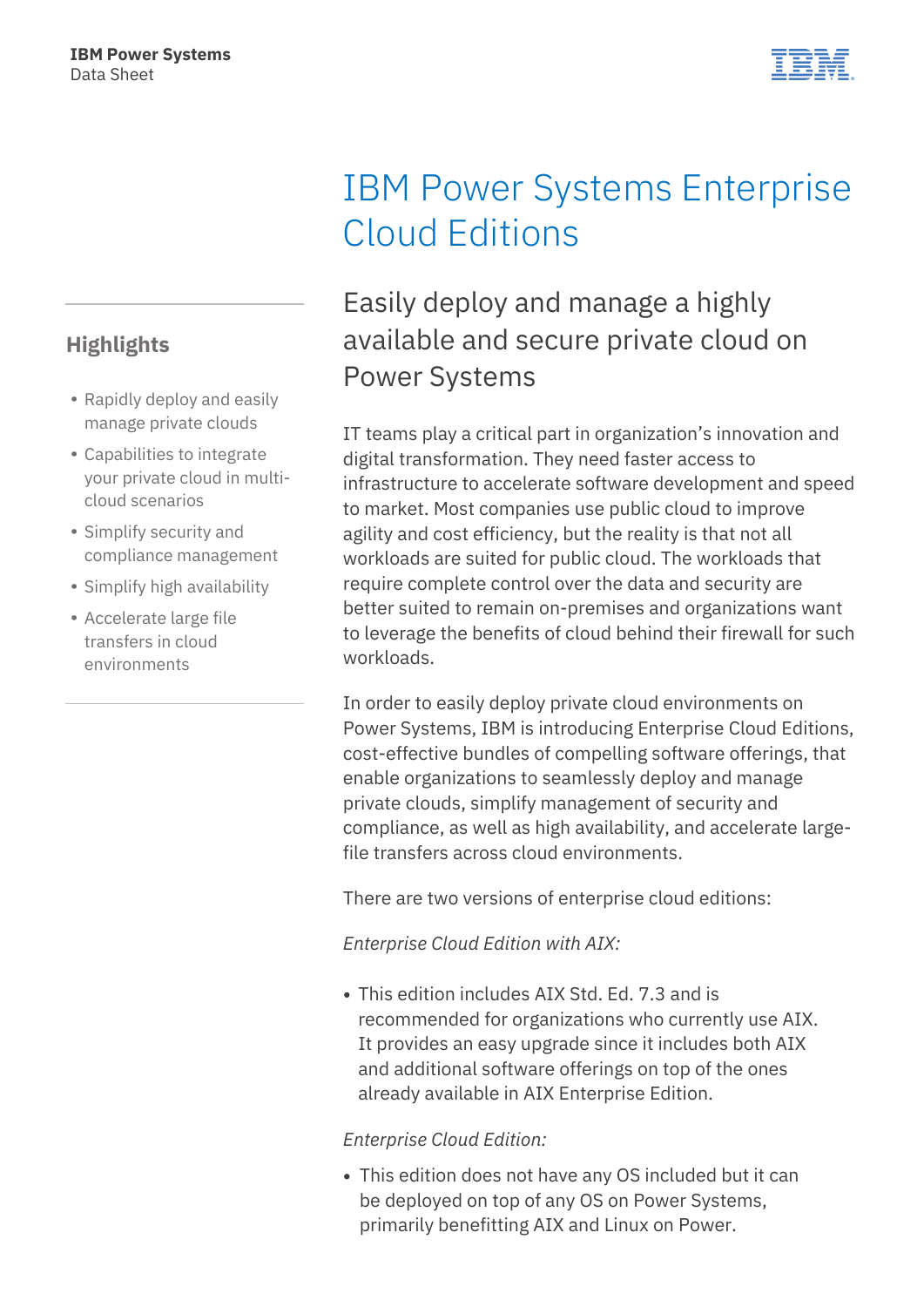IBM Power Systems
Data Sheet

# IBM Power Systems Enterprise Cloud Editions

## Easily deploy and manage a highly available and secure private cloud on Power Systems

### Highlights

- Rapidly deploy and easily manage private clouds
- Capabilities to integrate your private cloud in multi-cloud scenarios
- Simplify security and compliance management
- Simplify high availability
- Accelerate large file transfers in cloud environments

IT teams play a critical part in organization's innovation and digital transformation. They need faster access to infrastructure to accelerate software development and speed to market. Most companies use public cloud to improve agility and cost efficiency, but the reality is that not all workloads are suited for public cloud. The workloads that require complete control over the data and security are better suited to remain on-premises and organizations want to leverage the benefits of cloud behind their firewall for such workloads.

In order to easily deploy private cloud environments on Power Systems, IBM is introducing Enterprise Cloud Editions, cost-effective bundles of compelling software offerings, that enable organizations to seamlessly deploy and manage private clouds, simplify management of security and compliance, as well as high availability, and accelerate large-file transfers across cloud environments.

There are two versions of enterprise cloud editions:

*Enterprise Cloud Edition with AIX:*

- This edition includes AIX Std. Ed. 7.3 and is recommended for organizations who currently use AIX. It provides an easy upgrade since it includes both AIX and additional software offerings on top of the ones already available in AIX Enterprise Edition.

*Enterprise Cloud Edition:*

- This edition does not have any OS included but it can be deployed on top of any OS on Power Systems, primarily benefitting AIX and Linux on Power.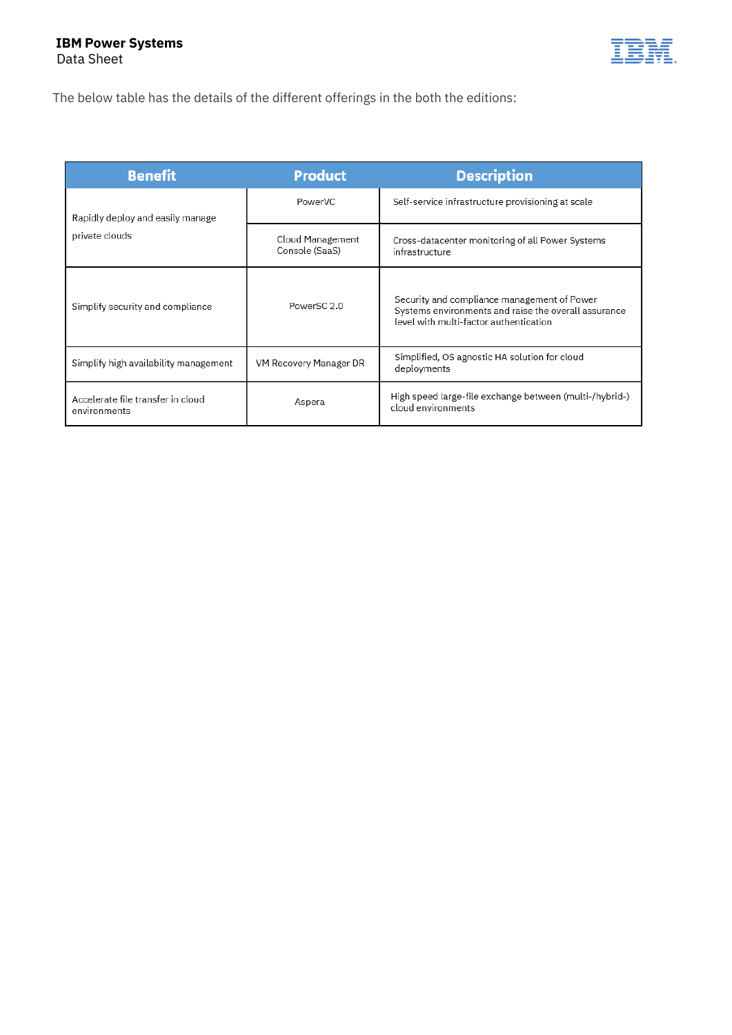The below table has the details of the different offerings in the both the editions:

| Benefit | Product | Description |
|---|---|---|
| Rapidly deploy and easily manage private clouds | PowerVC | Self-service infrastructure provisioning at scale |
| | Cloud Management Console (SaaS) | Cross-datacenter monitoring of all Power Systems infrastructure |
| Simplify security and compliance | PowerSC 2.0 | Security and compliance management of Power Systems environments and raise the overall assurance level with multi-factor authentication |
| Simplify high availability management | VM Recovery Manager DR | Simplified, OS agnostic HA solution for cloud deployments |
| Accelerate file transfer in cloud environments | Aspera | High speed large-file exchange between (multi-/hybrid-) cloud environments |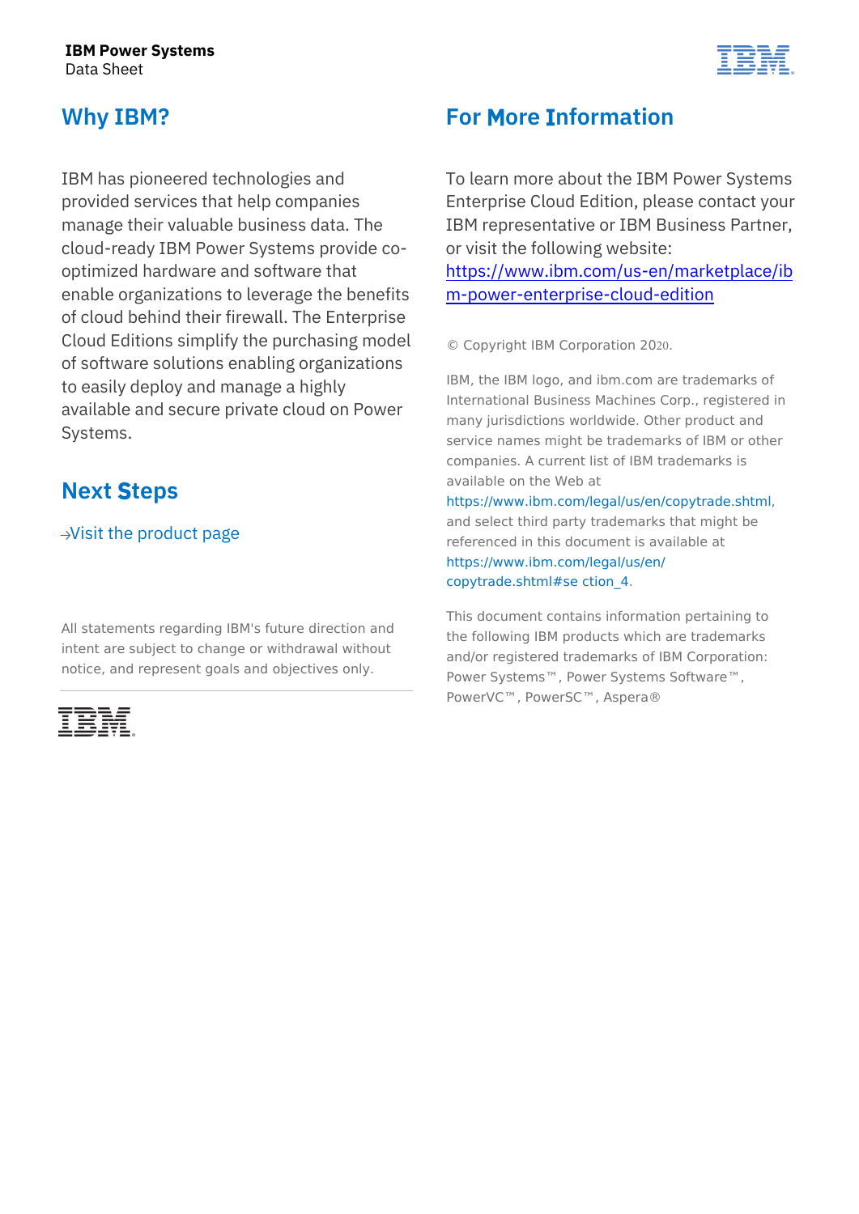## Why IBM?

IBM has pioneered technologies and provided services that help companies manage their valuable business data. The cloud-ready IBM Power Systems provide co-optimized hardware and software that enable organizations to leverage the benefits of cloud behind their firewall. The Enterprise Cloud Editions simplify the purchasing model of software solutions enabling organizations to easily deploy and manage a highly available and secure private cloud on Power Systems.

## Next Steps

→Visit the product page

All statements regarding IBM's future direction and intent are subject to change or withdrawal without notice, and represent goals and objectives only.

## For More Information

To learn more about the IBM Power Systems Enterprise Cloud Edition, please contact your IBM representative or IBM Business Partner, or visit the following website: https://www.ibm.com/us-en/marketplace/ibm-power-enterprise-cloud-edition

© Copyright IBM Corporation 2020.

IBM, the IBM logo, and ibm.com are trademarks of International Business Machines Corp., registered in many jurisdictions worldwide. Other product and service names might be trademarks of IBM or other companies. A current list of IBM trademarks is available on the Web at https://www.ibm.com/legal/us/en/copytrade.shtml, and select third party trademarks that might be referenced in this document is available at https://www.ibm.com/legal/us/en/copytrade.shtml#se ction_4.

This document contains information pertaining to the following IBM products which are trademarks and/or registered trademarks of IBM Corporation: Power Systems™, Power Systems Software™, PowerVC™, PowerSC™, Aspera®